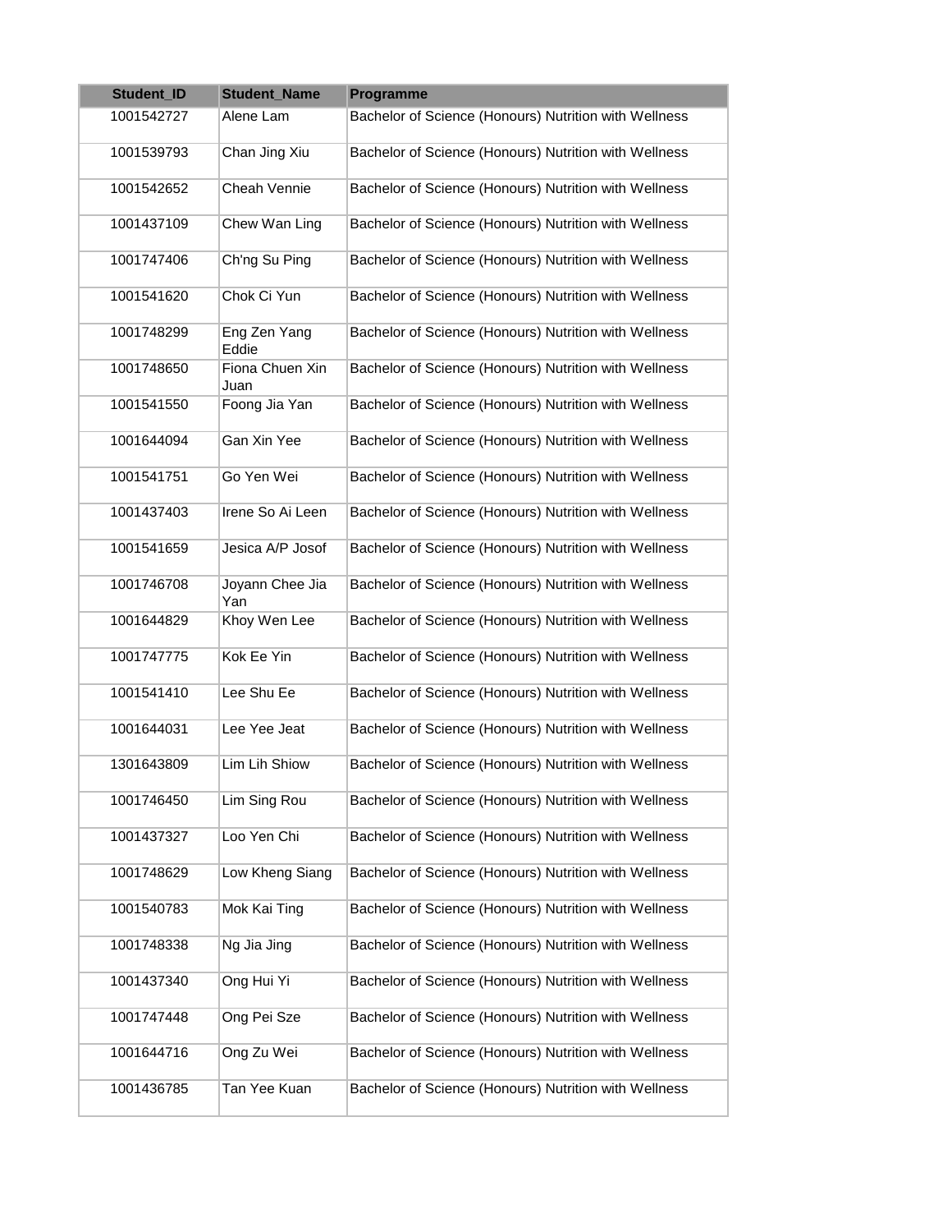| Student_ID | Student_Name | Programme |
|---|---|---|
| 1001542727 | Alene Lam | Bachelor of Science (Honours) Nutrition with Wellness |
| 1001539793 | Chan Jing Xiu | Bachelor of Science (Honours) Nutrition with Wellness |
| 1001542652 | Cheah Vennie | Bachelor of Science (Honours) Nutrition with Wellness |
| 1001437109 | Chew Wan Ling | Bachelor of Science (Honours) Nutrition with Wellness |
| 1001747406 | Ch'ng Su Ping | Bachelor of Science (Honours) Nutrition with Wellness |
| 1001541620 | Chok Ci Yun | Bachelor of Science (Honours) Nutrition with Wellness |
| 1001748299 | Eng Zen Yang Eddie | Bachelor of Science (Honours) Nutrition with Wellness |
| 1001748650 | Fiona Chuen Xin Juan | Bachelor of Science (Honours) Nutrition with Wellness |
| 1001541550 | Foong Jia Yan | Bachelor of Science (Honours) Nutrition with Wellness |
| 1001644094 | Gan Xin Yee | Bachelor of Science (Honours) Nutrition with Wellness |
| 1001541751 | Go Yen Wei | Bachelor of Science (Honours) Nutrition with Wellness |
| 1001437403 | Irene So Ai Leen | Bachelor of Science (Honours) Nutrition with Wellness |
| 1001541659 | Jesica A/P Josof | Bachelor of Science (Honours) Nutrition with Wellness |
| 1001746708 | Joyann Chee Jia Yan | Bachelor of Science (Honours) Nutrition with Wellness |
| 1001644829 | Khoy Wen Lee | Bachelor of Science (Honours) Nutrition with Wellness |
| 1001747775 | Kok Ee Yin | Bachelor of Science (Honours) Nutrition with Wellness |
| 1001541410 | Lee Shu Ee | Bachelor of Science (Honours) Nutrition with Wellness |
| 1001644031 | Lee Yee Jeat | Bachelor of Science (Honours) Nutrition with Wellness |
| 1301643809 | Lim Lih Shiow | Bachelor of Science (Honours) Nutrition with Wellness |
| 1001746450 | Lim Sing Rou | Bachelor of Science (Honours) Nutrition with Wellness |
| 1001437327 | Loo Yen Chi | Bachelor of Science (Honours) Nutrition with Wellness |
| 1001748629 | Low Kheng Siang | Bachelor of Science (Honours) Nutrition with Wellness |
| 1001540783 | Mok Kai Ting | Bachelor of Science (Honours) Nutrition with Wellness |
| 1001748338 | Ng Jia Jing | Bachelor of Science (Honours) Nutrition with Wellness |
| 1001437340 | Ong Hui Yi | Bachelor of Science (Honours) Nutrition with Wellness |
| 1001747448 | Ong Pei Sze | Bachelor of Science (Honours) Nutrition with Wellness |
| 1001644716 | Ong Zu Wei | Bachelor of Science (Honours) Nutrition with Wellness |
| 1001436785 | Tan Yee Kuan | Bachelor of Science (Honours) Nutrition with Wellness |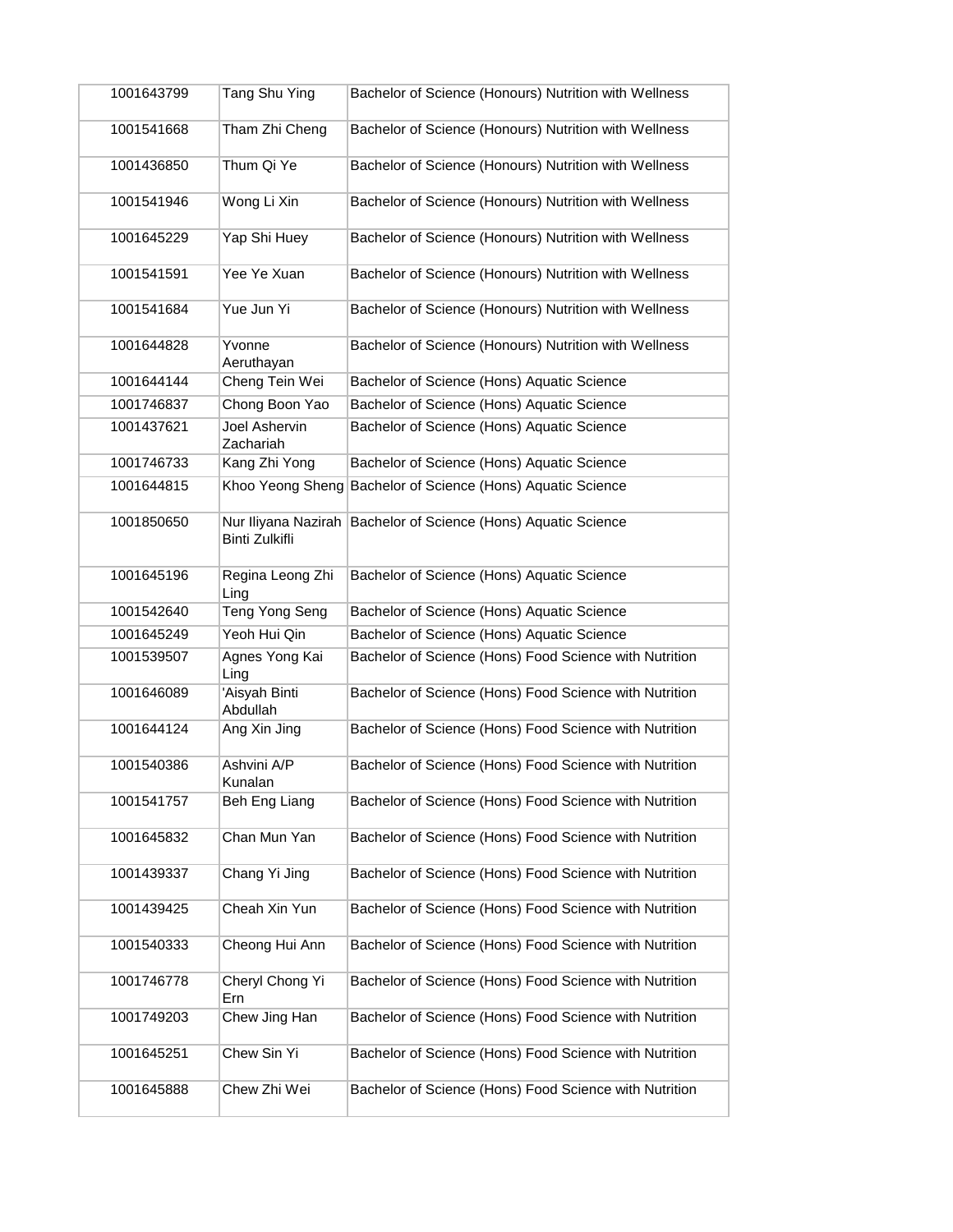| | | |
|---|---|---|
| 1001643799 | Tang Shu Ying | Bachelor of Science (Honours) Nutrition with Wellness |
| 1001541668 | Tham Zhi Cheng | Bachelor of Science (Honours) Nutrition with Wellness |
| 1001436850 | Thum Qi Ye | Bachelor of Science (Honours) Nutrition with Wellness |
| 1001541946 | Wong Li Xin | Bachelor of Science (Honours) Nutrition with Wellness |
| 1001645229 | Yap Shi Huey | Bachelor of Science (Honours) Nutrition with Wellness |
| 1001541591 | Yee Ye Xuan | Bachelor of Science (Honours) Nutrition with Wellness |
| 1001541684 | Yue Jun Yi | Bachelor of Science (Honours) Nutrition with Wellness |
| 1001644828 | Yvonne Aeruthayan | Bachelor of Science (Honours) Nutrition with Wellness |
| 1001644144 | Cheng Tein Wei | Bachelor of Science (Hons) Aquatic Science |
| 1001746837 | Chong Boon Yao | Bachelor of Science (Hons) Aquatic Science |
| 1001437621 | Joel Ashervin Zachariah | Bachelor of Science (Hons) Aquatic Science |
| 1001746733 | Kang Zhi Yong | Bachelor of Science (Hons) Aquatic Science |
| 1001644815 | Khoo Yeong Sheng | Bachelor of Science (Hons) Aquatic Science |
| 1001850650 | Nur Iliyana Nazirah Binti Zulkifli | Bachelor of Science (Hons) Aquatic Science |
| 1001645196 | Regina Leong Zhi Ling | Bachelor of Science (Hons) Aquatic Science |
| 1001542640 | Teng Yong Seng | Bachelor of Science (Hons) Aquatic Science |
| 1001645249 | Yeoh Hui Qin | Bachelor of Science (Hons) Aquatic Science |
| 1001539507 | Agnes Yong Kai Ling | Bachelor of Science (Hons) Food Science with Nutrition |
| 1001646089 | 'Aisyah Binti Abdullah | Bachelor of Science (Hons) Food Science with Nutrition |
| 1001644124 | Ang Xin Jing | Bachelor of Science (Hons) Food Science with Nutrition |
| 1001540386 | Ashvini A/P Kunalan | Bachelor of Science (Hons) Food Science with Nutrition |
| 1001541757 | Beh Eng Liang | Bachelor of Science (Hons) Food Science with Nutrition |
| 1001645832 | Chan Mun Yan | Bachelor of Science (Hons) Food Science with Nutrition |
| 1001439337 | Chang Yi Jing | Bachelor of Science (Hons) Food Science with Nutrition |
| 1001439425 | Cheah Xin Yun | Bachelor of Science (Hons) Food Science with Nutrition |
| 1001540333 | Cheong Hui Ann | Bachelor of Science (Hons) Food Science with Nutrition |
| 1001746778 | Cheryl Chong Yi Ern | Bachelor of Science (Hons) Food Science with Nutrition |
| 1001749203 | Chew Jing Han | Bachelor of Science (Hons) Food Science with Nutrition |
| 1001645251 | Chew Sin Yi | Bachelor of Science (Hons) Food Science with Nutrition |
| 1001645888 | Chew Zhi Wei | Bachelor of Science (Hons) Food Science with Nutrition |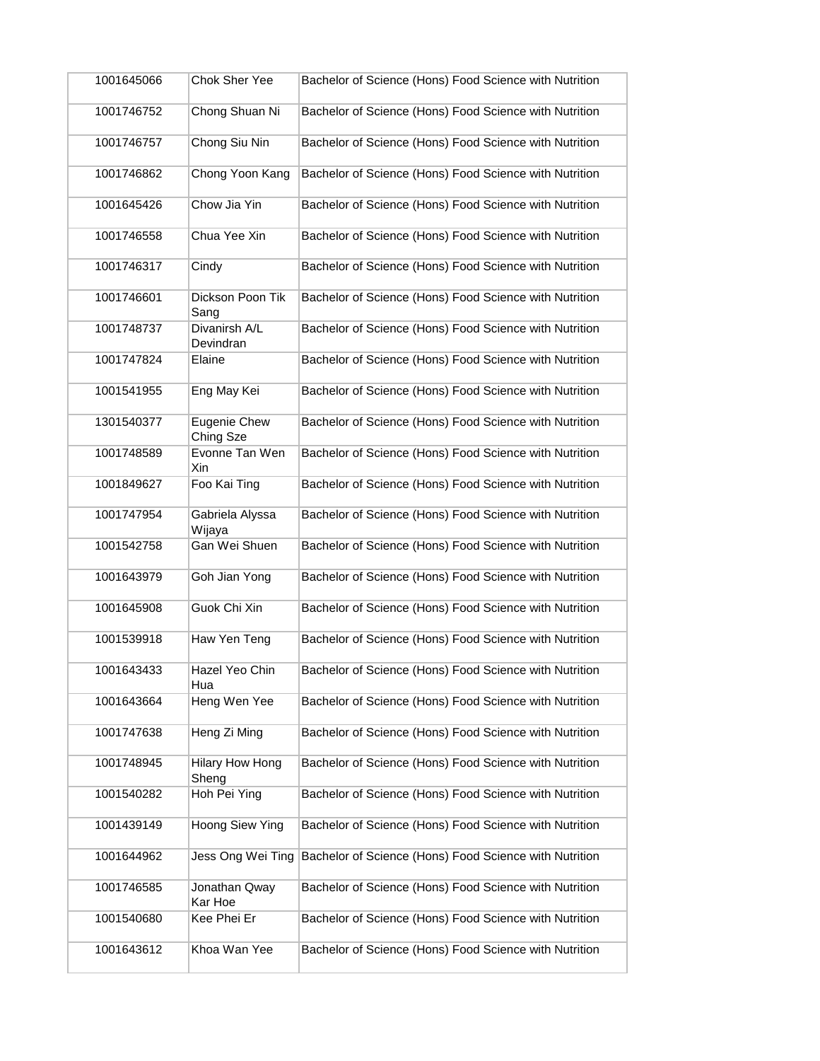| | | |
|---|---|---|
| 1001645066 | Chok Sher Yee | Bachelor of Science (Hons) Food Science with Nutrition |
| 1001746752 | Chong Shuan Ni | Bachelor of Science (Hons) Food Science with Nutrition |
| 1001746757 | Chong Siu Nin | Bachelor of Science (Hons) Food Science with Nutrition |
| 1001746862 | Chong Yoon Kang | Bachelor of Science (Hons) Food Science with Nutrition |
| 1001645426 | Chow Jia Yin | Bachelor of Science (Hons) Food Science with Nutrition |
| 1001746558 | Chua Yee Xin | Bachelor of Science (Hons) Food Science with Nutrition |
| 1001746317 | Cindy | Bachelor of Science (Hons) Food Science with Nutrition |
| 1001746601 | Dickson Poon Tik Sang | Bachelor of Science (Hons) Food Science with Nutrition |
| 1001748737 | Divanirsh A/L Devindran | Bachelor of Science (Hons) Food Science with Nutrition |
| 1001747824 | Elaine | Bachelor of Science (Hons) Food Science with Nutrition |
| 1001541955 | Eng May Kei | Bachelor of Science (Hons) Food Science with Nutrition |
| 1301540377 | Eugenie Chew Ching Sze | Bachelor of Science (Hons) Food Science with Nutrition |
| 1001748589 | Evonne Tan Wen Xin | Bachelor of Science (Hons) Food Science with Nutrition |
| 1001849627 | Foo Kai Ting | Bachelor of Science (Hons) Food Science with Nutrition |
| 1001747954 | Gabriela Alyssa Wijaya | Bachelor of Science (Hons) Food Science with Nutrition |
| 1001542758 | Gan Wei Shuen | Bachelor of Science (Hons) Food Science with Nutrition |
| 1001643979 | Goh Jian Yong | Bachelor of Science (Hons) Food Science with Nutrition |
| 1001645908 | Guok Chi Xin | Bachelor of Science (Hons) Food Science with Nutrition |
| 1001539918 | Haw Yen Teng | Bachelor of Science (Hons) Food Science with Nutrition |
| 1001643433 | Hazel Yeo Chin Hua | Bachelor of Science (Hons) Food Science with Nutrition |
| 1001643664 | Heng Wen Yee | Bachelor of Science (Hons) Food Science with Nutrition |
| 1001747638 | Heng Zi Ming | Bachelor of Science (Hons) Food Science with Nutrition |
| 1001748945 | Hilary How Hong Sheng | Bachelor of Science (Hons) Food Science with Nutrition |
| 1001540282 | Hoh Pei Ying | Bachelor of Science (Hons) Food Science with Nutrition |
| 1001439149 | Hoong Siew Ying | Bachelor of Science (Hons) Food Science with Nutrition |
| 1001644962 | Jess Ong Wei Ting | Bachelor of Science (Hons) Food Science with Nutrition |
| 1001746585 | Jonathan Qway Kar Hoe | Bachelor of Science (Hons) Food Science with Nutrition |
| 1001540680 | Kee Phei Er | Bachelor of Science (Hons) Food Science with Nutrition |
| 1001643612 | Khoa Wan Yee | Bachelor of Science (Hons) Food Science with Nutrition |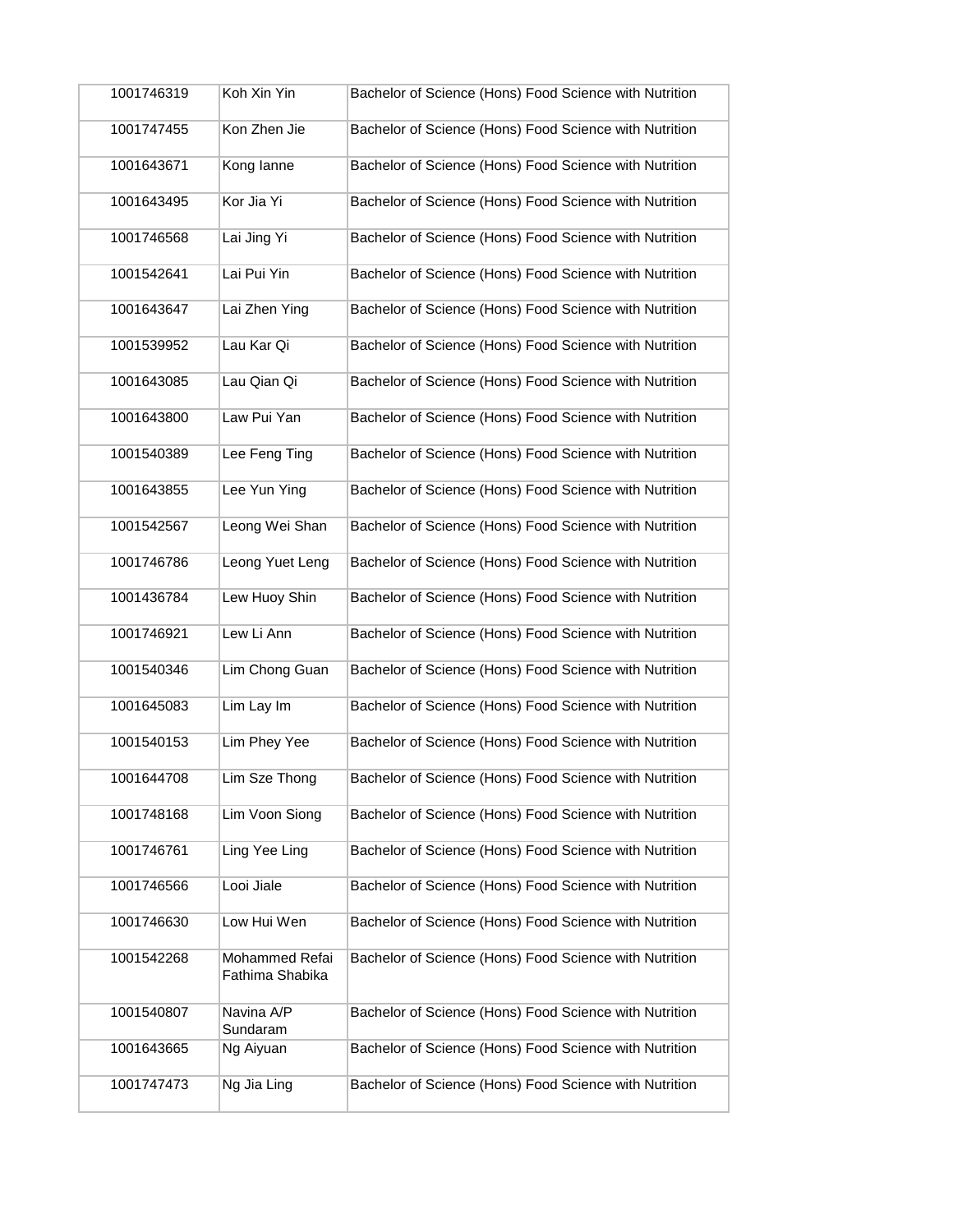| | | |
|---|---|---|
| 1001746319 | Koh Xin Yin | Bachelor of Science (Hons) Food Science with Nutrition |
| 1001747455 | Kon Zhen Jie | Bachelor of Science (Hons) Food Science with Nutrition |
| 1001643671 | Kong Ianne | Bachelor of Science (Hons) Food Science with Nutrition |
| 1001643495 | Kor Jia Yi | Bachelor of Science (Hons) Food Science with Nutrition |
| 1001746568 | Lai Jing Yi | Bachelor of Science (Hons) Food Science with Nutrition |
| 1001542641 | Lai Pui Yin | Bachelor of Science (Hons) Food Science with Nutrition |
| 1001643647 | Lai Zhen Ying | Bachelor of Science (Hons) Food Science with Nutrition |
| 1001539952 | Lau Kar Qi | Bachelor of Science (Hons) Food Science with Nutrition |
| 1001643085 | Lau Qian Qi | Bachelor of Science (Hons) Food Science with Nutrition |
| 1001643800 | Law Pui Yan | Bachelor of Science (Hons) Food Science with Nutrition |
| 1001540389 | Lee Feng Ting | Bachelor of Science (Hons) Food Science with Nutrition |
| 1001643855 | Lee Yun Ying | Bachelor of Science (Hons) Food Science with Nutrition |
| 1001542567 | Leong Wei Shan | Bachelor of Science (Hons) Food Science with Nutrition |
| 1001746786 | Leong Yuet Leng | Bachelor of Science (Hons) Food Science with Nutrition |
| 1001436784 | Lew Huoy Shin | Bachelor of Science (Hons) Food Science with Nutrition |
| 1001746921 | Lew Li Ann | Bachelor of Science (Hons) Food Science with Nutrition |
| 1001540346 | Lim Chong Guan | Bachelor of Science (Hons) Food Science with Nutrition |
| 1001645083 | Lim Lay Im | Bachelor of Science (Hons) Food Science with Nutrition |
| 1001540153 | Lim Phey Yee | Bachelor of Science (Hons) Food Science with Nutrition |
| 1001644708 | Lim Sze Thong | Bachelor of Science (Hons) Food Science with Nutrition |
| 1001748168 | Lim Voon Siong | Bachelor of Science (Hons) Food Science with Nutrition |
| 1001746761 | Ling Yee Ling | Bachelor of Science (Hons) Food Science with Nutrition |
| 1001746566 | Looi Jiale | Bachelor of Science (Hons) Food Science with Nutrition |
| 1001746630 | Low Hui Wen | Bachelor of Science (Hons) Food Science with Nutrition |
| 1001542268 | Mohammed Refai Fathima Shabika | Bachelor of Science (Hons) Food Science with Nutrition |
| 1001540807 | Navina A/P Sundaram | Bachelor of Science (Hons) Food Science with Nutrition |
| 1001643665 | Ng Aiyuan | Bachelor of Science (Hons) Food Science with Nutrition |
| 1001747473 | Ng Jia Ling | Bachelor of Science (Hons) Food Science with Nutrition |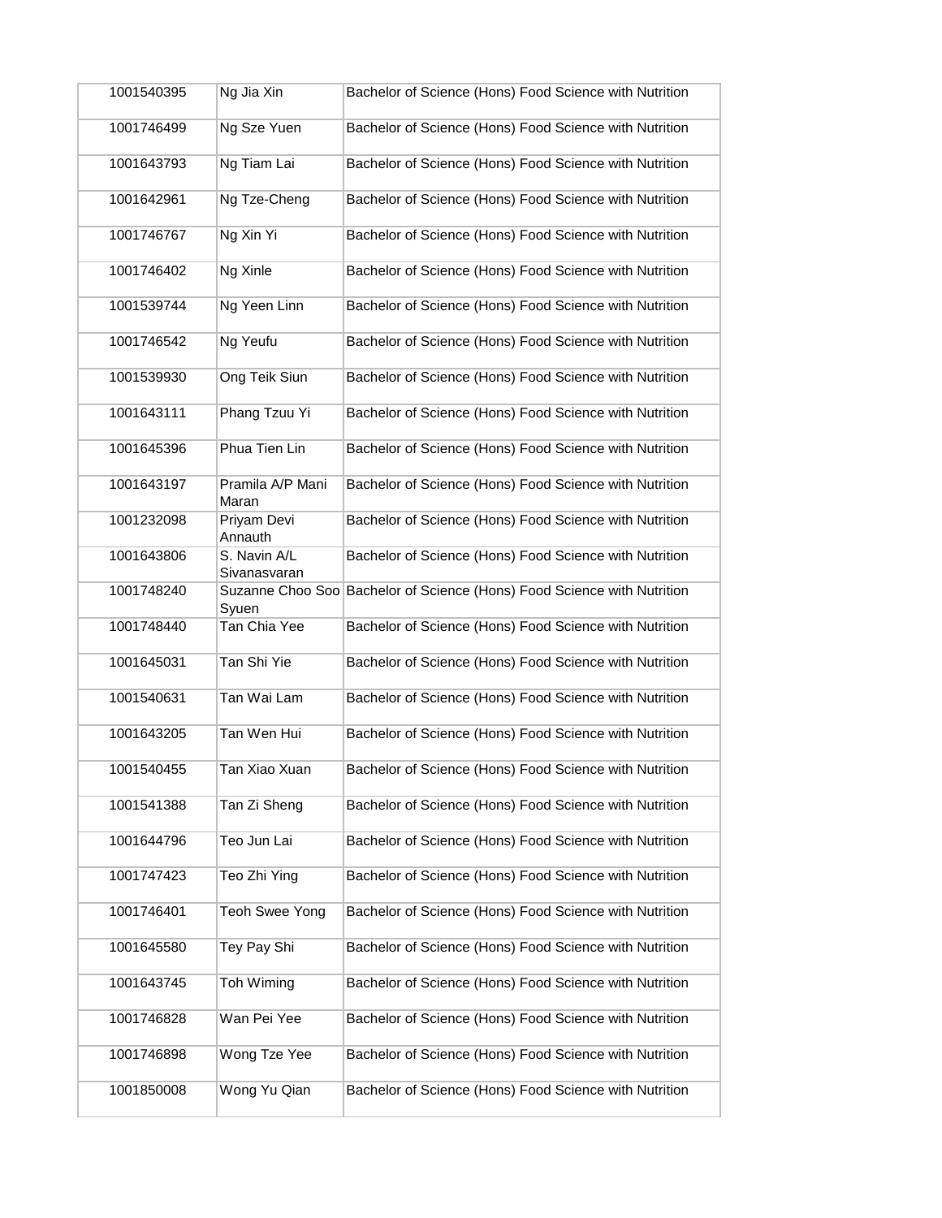| 1001540395 | Ng Jia Xin | Bachelor of Science (Hons) Food Science with Nutrition |
|---|---|---|
| 1001746499 | Ng Sze Yuen | Bachelor of Science (Hons) Food Science with Nutrition |
| 1001643793 | Ng Tiam Lai | Bachelor of Science (Hons) Food Science with Nutrition |
| 1001642961 | Ng Tze-Cheng | Bachelor of Science (Hons) Food Science with Nutrition |
| 1001746767 | Ng Xin Yi | Bachelor of Science (Hons) Food Science with Nutrition |
| 1001746402 | Ng Xinle | Bachelor of Science (Hons) Food Science with Nutrition |
| 1001539744 | Ng Yeen Linn | Bachelor of Science (Hons) Food Science with Nutrition |
| 1001746542 | Ng Yeufu | Bachelor of Science (Hons) Food Science with Nutrition |
| 1001539930 | Ong Teik Siun | Bachelor of Science (Hons) Food Science with Nutrition |
| 1001643111 | Phang Tzuu Yi | Bachelor of Science (Hons) Food Science with Nutrition |
| 1001645396 | Phua Tien Lin | Bachelor of Science (Hons) Food Science with Nutrition |
| 1001643197 | Pramila A/P Mani Maran | Bachelor of Science (Hons) Food Science with Nutrition |
| 1001232098 | Priyam Devi Annauth | Bachelor of Science (Hons) Food Science with Nutrition |
| 1001643806 | S. Navin A/L Sivanasvaran | Bachelor of Science (Hons) Food Science with Nutrition |
| 1001748240 | Suzanne Choo Soo Syuen | Bachelor of Science (Hons) Food Science with Nutrition |
| 1001748440 | Tan Chia Yee | Bachelor of Science (Hons) Food Science with Nutrition |
| 1001645031 | Tan Shi Yie | Bachelor of Science (Hons) Food Science with Nutrition |
| 1001540631 | Tan Wai Lam | Bachelor of Science (Hons) Food Science with Nutrition |
| 1001643205 | Tan Wen Hui | Bachelor of Science (Hons) Food Science with Nutrition |
| 1001540455 | Tan Xiao Xuan | Bachelor of Science (Hons) Food Science with Nutrition |
| 1001541388 | Tan Zi Sheng | Bachelor of Science (Hons) Food Science with Nutrition |
| 1001644796 | Teo Jun Lai | Bachelor of Science (Hons) Food Science with Nutrition |
| 1001747423 | Teo Zhi Ying | Bachelor of Science (Hons) Food Science with Nutrition |
| 1001746401 | Teoh Swee Yong | Bachelor of Science (Hons) Food Science with Nutrition |
| 1001645580 | Tey Pay Shi | Bachelor of Science (Hons) Food Science with Nutrition |
| 1001643745 | Toh Wiming | Bachelor of Science (Hons) Food Science with Nutrition |
| 1001746828 | Wan Pei Yee | Bachelor of Science (Hons) Food Science with Nutrition |
| 1001746898 | Wong Tze Yee | Bachelor of Science (Hons) Food Science with Nutrition |
| 1001850008 | Wong Yu Qian | Bachelor of Science (Hons) Food Science with Nutrition |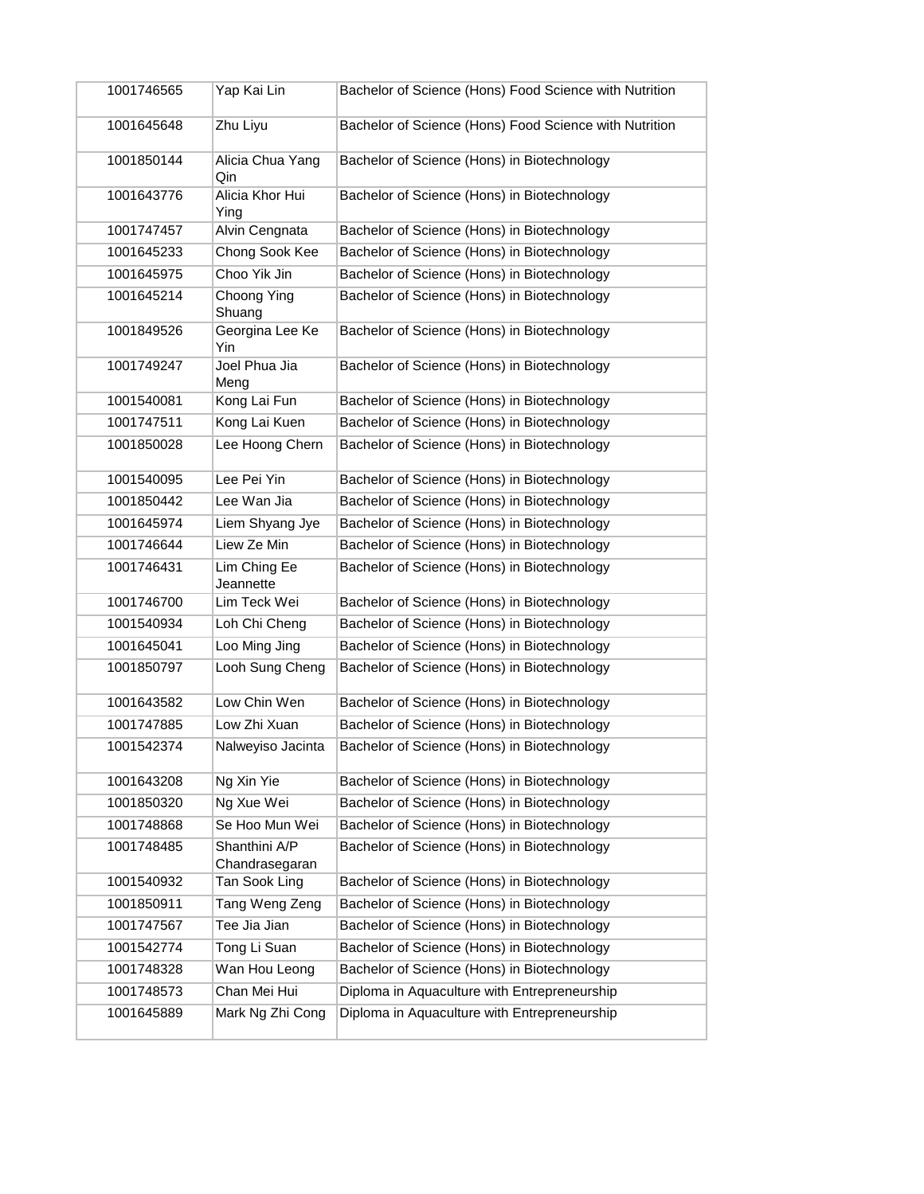| | | |
|---|---|---|
| 1001746565 | Yap Kai Lin | Bachelor of Science (Hons) Food Science with Nutrition |
| 1001645648 | Zhu Liyu | Bachelor of Science (Hons) Food Science with Nutrition |
| 1001850144 | Alicia Chua Yang Qin | Bachelor of Science (Hons) in Biotechnology |
| 1001643776 | Alicia Khor Hui Ying | Bachelor of Science (Hons) in Biotechnology |
| 1001747457 | Alvin Cengnata | Bachelor of Science (Hons) in Biotechnology |
| 1001645233 | Chong Sook Kee | Bachelor of Science (Hons) in Biotechnology |
| 1001645975 | Choo Yik Jin | Bachelor of Science (Hons) in Biotechnology |
| 1001645214 | Choong Ying Shuang | Bachelor of Science (Hons) in Biotechnology |
| 1001849526 | Georgina Lee Ke Yin | Bachelor of Science (Hons) in Biotechnology |
| 1001749247 | Joel Phua Jia Meng | Bachelor of Science (Hons) in Biotechnology |
| 1001540081 | Kong Lai Fun | Bachelor of Science (Hons) in Biotechnology |
| 1001747511 | Kong Lai Kuen | Bachelor of Science (Hons) in Biotechnology |
| 1001850028 | Lee Hoong Chern | Bachelor of Science (Hons) in Biotechnology |
| 1001540095 | Lee Pei Yin | Bachelor of Science (Hons) in Biotechnology |
| 1001850442 | Lee Wan Jia | Bachelor of Science (Hons) in Biotechnology |
| 1001645974 | Liem Shyang Jye | Bachelor of Science (Hons) in Biotechnology |
| 1001746644 | Liew Ze Min | Bachelor of Science (Hons) in Biotechnology |
| 1001746431 | Lim Ching Ee Jeannette | Bachelor of Science (Hons) in Biotechnology |
| 1001746700 | Lim Teck Wei | Bachelor of Science (Hons) in Biotechnology |
| 1001540934 | Loh Chi Cheng | Bachelor of Science (Hons) in Biotechnology |
| 1001645041 | Loo Ming Jing | Bachelor of Science (Hons) in Biotechnology |
| 1001850797 | Looh Sung Cheng | Bachelor of Science (Hons) in Biotechnology |
| 1001643582 | Low Chin Wen | Bachelor of Science (Hons) in Biotechnology |
| 1001747885 | Low Zhi Xuan | Bachelor of Science (Hons) in Biotechnology |
| 1001542374 | Nalweyiso Jacinta | Bachelor of Science (Hons) in Biotechnology |
| 1001643208 | Ng Xin Yie | Bachelor of Science (Hons) in Biotechnology |
| 1001850320 | Ng Xue Wei | Bachelor of Science (Hons) in Biotechnology |
| 1001748868 | Se Hoo Mun Wei | Bachelor of Science (Hons) in Biotechnology |
| 1001748485 | Shanthini A/P Chandrasegaran | Bachelor of Science (Hons) in Biotechnology |
| 1001540932 | Tan Sook Ling | Bachelor of Science (Hons) in Biotechnology |
| 1001850911 | Tang Weng Zeng | Bachelor of Science (Hons) in Biotechnology |
| 1001747567 | Tee Jia Jian | Bachelor of Science (Hons) in Biotechnology |
| 1001542774 | Tong Li Suan | Bachelor of Science (Hons) in Biotechnology |
| 1001748328 | Wan Hou Leong | Bachelor of Science (Hons) in Biotechnology |
| 1001748573 | Chan Mei Hui | Diploma in Aquaculture with Entrepreneurship |
| 1001645889 | Mark Ng Zhi Cong | Diploma in Aquaculture with Entrepreneurship |